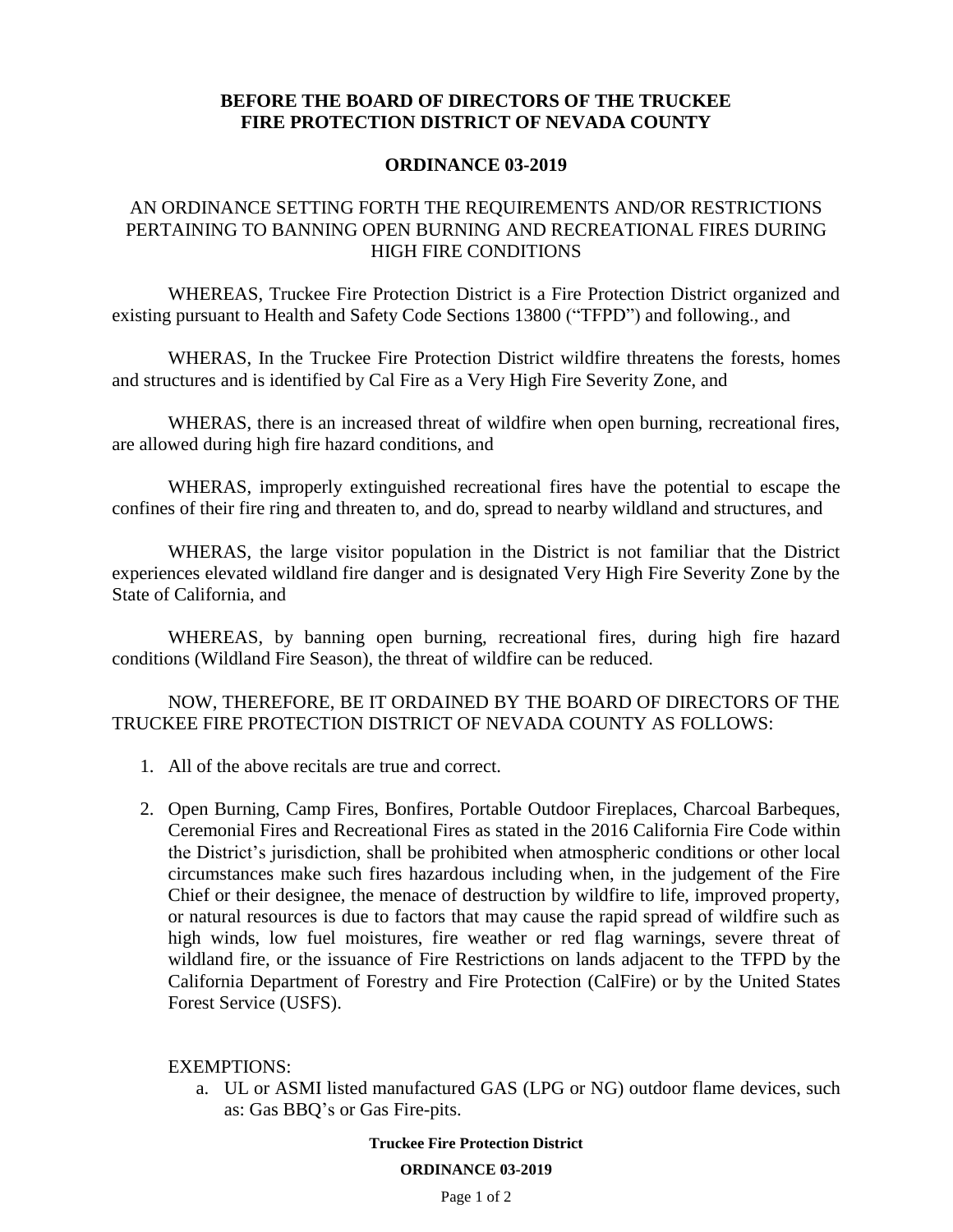**BEFORE THE BOARD OF DIRECTORS OF THE TRUCKEE FIRE PROTECTION DISTRICT OF NEVADA COUNTY**

**ORDINANCE 03-2019**

AN ORDINANCE SETTING FORTH THE REQUIREMENTS AND/OR RESTRICTIONS PERTAINING TO BANNING OPEN BURNING AND RECREATIONAL FIRES DURING HIGH FIRE CONDITIONS

WHEREAS, Truckee Fire Protection District is a Fire Protection District organized and existing pursuant to Health and Safety Code Sections 13800 ("TFPD") and following., and

WHERAS, In the Truckee Fire Protection District wildfire threatens the forests, homes and structures and is identified by Cal Fire as a Very High Fire Severity Zone, and

WHERAS, there is an increased threat of wildfire when open burning, recreational fires, are allowed during high fire hazard conditions, and

WHERAS, improperly extinguished recreational fires have the potential to escape the confines of their fire ring and threaten to, and do, spread to nearby wildland and structures, and

WHERAS, the large visitor population in the District is not familiar that the District experiences elevated wildland fire danger and is designated Very High Fire Severity Zone by the State of California, and

WHEREAS, by banning open burning, recreational fires, during high fire hazard conditions (Wildland Fire Season), the threat of wildfire can be reduced.

NOW, THEREFORE, BE IT ORDAINED BY THE BOARD OF DIRECTORS OF THE TRUCKEE FIRE PROTECTION DISTRICT OF NEVADA COUNTY AS FOLLOWS:

1. All of the above recitals are true and correct.

2. Open Burning, Camp Fires, Bonfires, Portable Outdoor Fireplaces, Charcoal Barbeques, Ceremonial Fires and Recreational Fires as stated in the 2016 California Fire Code within the District's jurisdiction, shall be prohibited when atmospheric conditions or other local circumstances make such fires hazardous including when, in the judgement of the Fire Chief or their designee, the menace of destruction by wildfire to life, improved property, or natural resources is due to factors that may cause the rapid spread of wildfire such as high winds, low fuel moistures, fire weather or red flag warnings, severe threat of wildland fire, or the issuance of Fire Restrictions on lands adjacent to the TFPD by the California Department of Forestry and Fire Protection (CalFire) or by the United States Forest Service (USFS).

EXEMPTIONS:

a. UL or ASMI listed manufactured GAS (LPG or NG) outdoor flame devices, such as: Gas BBQ's or Gas Fire-pits.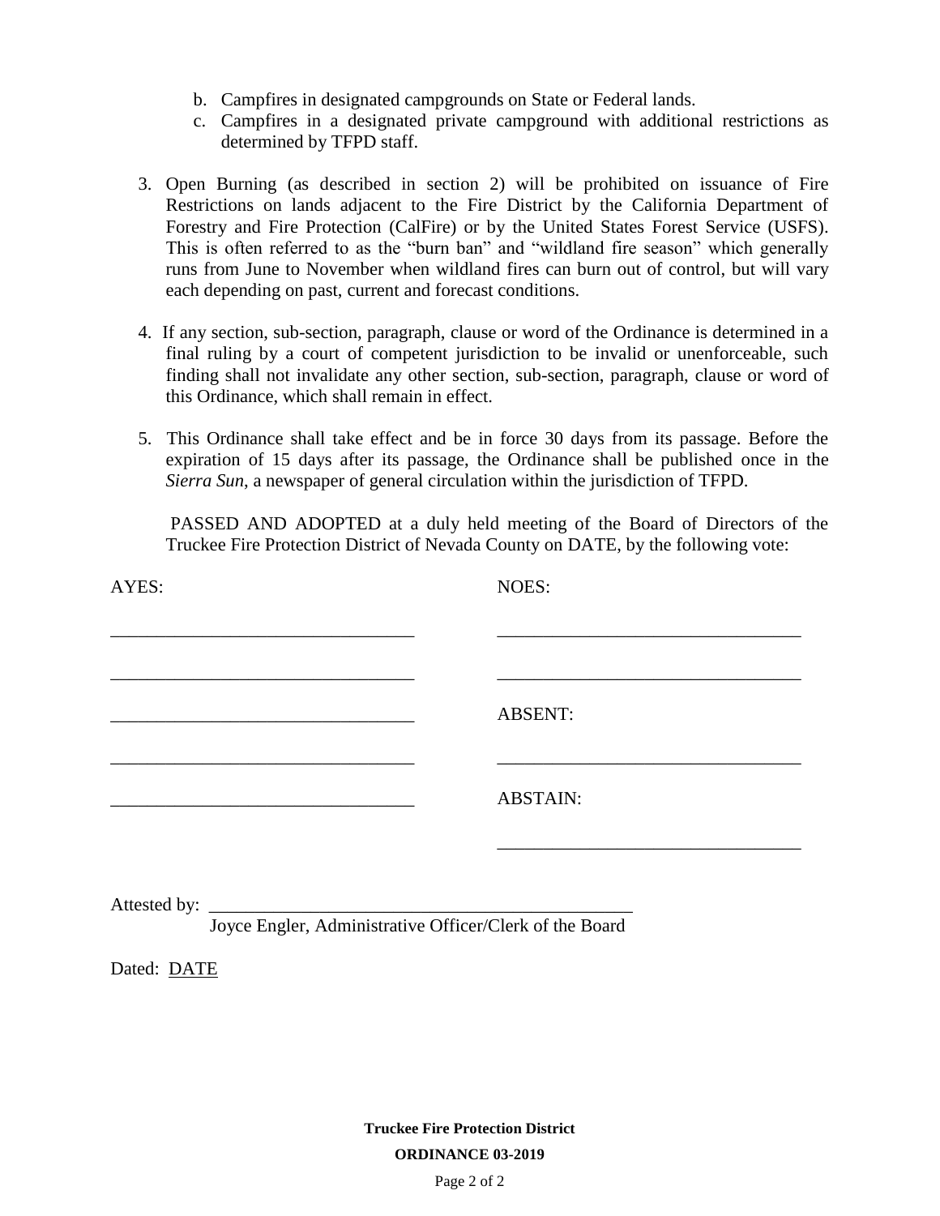b. Campfires in designated campgrounds on State or Federal lands.
   c. Campfires in a designated private campground with additional restrictions as determined by TFPD staff.

3. Open Burning (as described in section 2) will be prohibited on issuance of Fire Restrictions on lands adjacent to the Fire District by the California Department of Forestry and Fire Protection (CalFire) or by the United States Forest Service (USFS). This is often referred to as the "burn ban" and "wildland fire season" which generally runs from June to November when wildland fires can burn out of control, but will vary each depending on past, current and forecast conditions.

4. If any section, sub-section, paragraph, clause or word of the Ordinance is determined in a final ruling by a court of competent jurisdiction to be invalid or unenforceable, such finding shall not invalidate any other section, sub-section, paragraph, clause or word of this Ordinance, which shall remain in effect.

5. This Ordinance shall take effect and be in force 30 days from its passage. Before the expiration of 15 days after its passage, the Ordinance shall be published once in the *Sierra Sun*, a newspaper of general circulation within the jurisdiction of TFPD.

   PASSED AND ADOPTED at a duly held meeting of the Board of Directors of the Truckee Fire Protection District of Nevada County on DATE, by the following vote:

| AYES: | NOES: |
| --- | --- |
| ______________________________ | ______________________________ |
| ______________________________ | ______________________________ |
| ______________________________ | ABSENT: |
| ______________________________ | ______________________________ |
| ______________________________ | ABSTAIN: |
| | ______________________________ |

Attested by: ____________________________________________
Joyce Engler, Administrative Officer/Clerk of the Board

Dated: DATE

**Truckee Fire Protection District**

**ORDINANCE 03-2019**